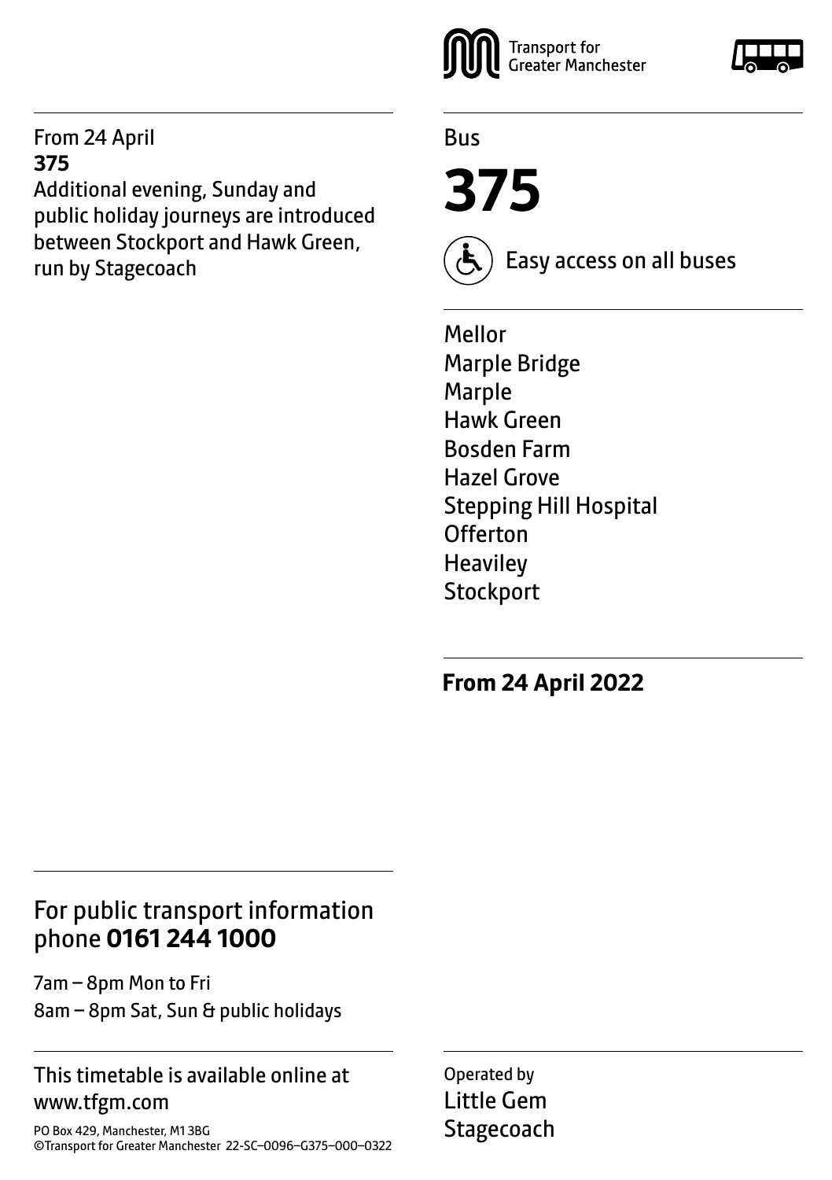Transport for Greater Manchester

Bus

# 375

Easy access on all buses

Mellor
Marple Bridge
Marple
Hawk Green
Bosden Farm
Hazel Grove
Stepping Hill Hospital
Offerton
Heaviley
Stockport

**From 24 April 2022**

From 24 April
**375**
Additional evening, Sunday and public holiday journeys are introduced between Stockport and Hawk Green, run by Stagecoach

## For public transport information phone **0161 244 1000**

7am – 8pm Mon to Fri
8am – 8pm Sat, Sun & public holidays

This timetable is available online at www.tfgm.com

PO Box 429, Manchester, M1 3BG
©Transport for Greater Manchester 22-SC–0096–G375–000–0322

Operated by
Little Gem
Stagecoach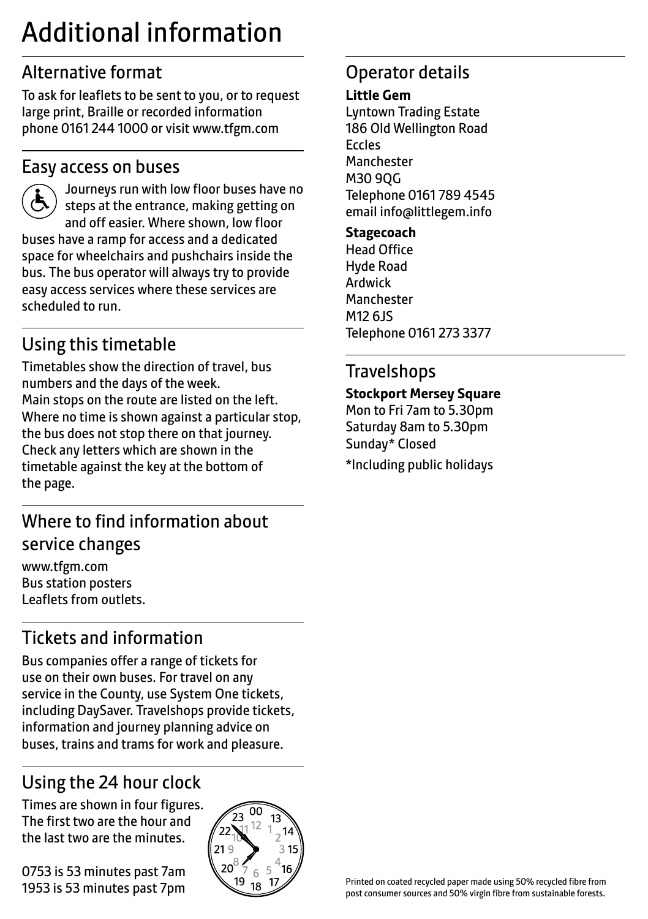# Additional information

## Alternative format

To ask for leaflets to be sent to you, or to request large print, Braille or recorded information phone 0161 244 1000 or visit www.tfgm.com

## Easy access on buses

Journeys run with low floor buses have no steps at the entrance, making getting on and off easier. Where shown, low floor buses have a ramp for access and a dedicated space for wheelchairs and pushchairs inside the bus. The bus operator will always try to provide easy access services where these services are scheduled to run.

## Using this timetable

Timetables show the direction of travel, bus numbers and the days of the week.
Main stops on the route are listed on the left. Where no time is shown against a particular stop, the bus does not stop there on that journey. Check any letters which are shown in the timetable against the key at the bottom of the page.

## Where to find information about service changes

www.tfgm.com
Bus station posters
Leaflets from outlets.

## Tickets and information

Bus companies offer a range of tickets for use on their own buses. For travel on any service in the County, use System One tickets, including DaySaver. Travelshops provide tickets, information and journey planning advice on buses, trains and trams for work and pleasure.

## Using the 24 hour clock

Times are shown in four figures. The first two are the hour and the last two are the minutes.

0753 is 53 minutes past 7am
1953 is 53 minutes past 7pm

## Operator details

**Little Gem**
Lyntown Trading Estate
186 Old Wellington Road
Eccles
Manchester
M30 9QG
Telephone 0161 789 4545
email info@littlegem.info

**Stagecoach**
Head Office
Hyde Road
Ardwick
Manchester
M12 6JS
Telephone 0161 273 3377

## Travelshops

**Stockport Mersey Square**
Mon to Fri 7am to 5.30pm
Saturday 8am to 5.30pm
Sunday* Closed

*Including public holidays

Printed on coated recycled paper made using 50% recycled fibre from post consumer sources and 50% virgin fibre from sustainable forests.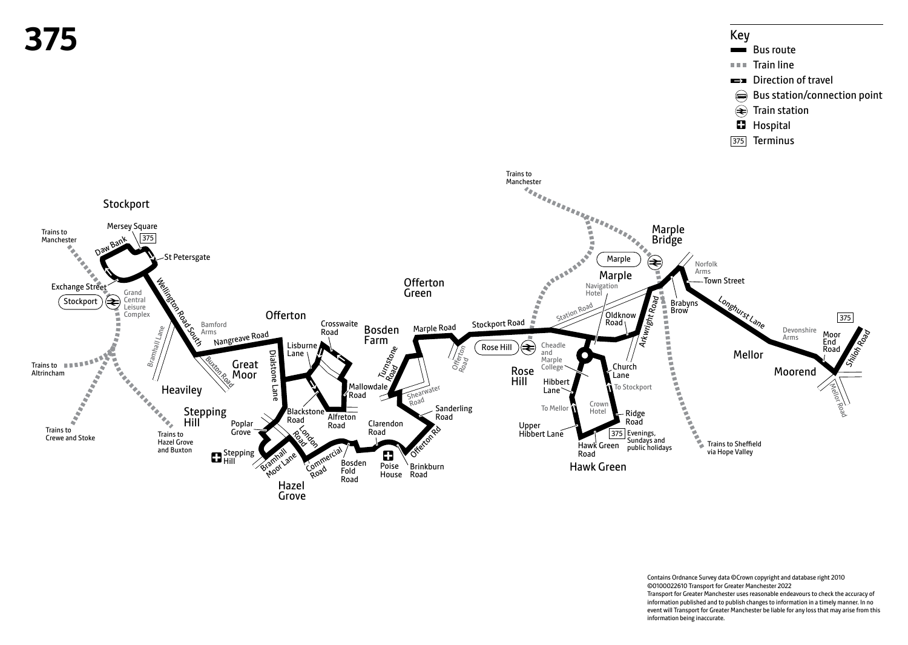# 375

## Key

- Bus route
- Train line
- Direction of travel
- Bus station/connection point
- Train station
- Hospital
- 375 Terminus

Stockport

Mersey Square
375
Daw Bank
St Petersgate
Trains to Manchester
Exchange Street
Stockport
Grand Central Leisure Complex
Wellington Road South
Bamford Arms
Nangreave Road
Bramhall Lane
Buxton Road
Trains to Altrincham
Heaviley
Great Moor
Offerton
Dialstone Lane
Lisburne Lane
Crosswaite Road
Bosden Farm
Mallowdale Road
Alfreton Road
Blackstone Road
Trains to Crewe and Stoke
Stepping Hill
Poplar Grove
Trains to Hazel Grove and Buxton
Stepping Hill
Bramhall Moor Lane
London Road
Commercial Road
Hazel Grove
Bosden Fold Road
Clarendon Road
Poise House
Brinkburn Road
Offerton Rd
Sanderling Road
Shearwater Road
Turnstone Road
Offerton Green
Marple Road
Offerton Road
Stockport Road
Trains to Manchester
Rose Hill
Rose Hill
Cheadle and Marple College
Station Road
Navigation Hotel
Marple
Marple
Oldknow Road
Hibbert Lane
Upper Hibbert Lane
To Mellor
Crown Hotel
Church Lane
To Stockport
Ridge Road
375 Evenings, Sundays and public holidays
Hawk Green Road
Hawk Green
Arkwright Road
Marple Bridge
Norfolk Arms
Town Street
Brabyns Brow
Trains to Sheffield via Hope Valley
Longhurst Lane
Mellor
Devonshire Arms
Moorend
Moor End Road
Shiloh Road
375
Mellor Road

Contains Ordnance Survey data ©Crown copyright and database right 2010
©0100022610 Transport for Greater Manchester 2022
Transport for Greater Manchester uses reasonable endeavours to check the accuracy of information published and to publish changes to information in a timely manner. In no event will Transport for Greater Manchester be liable for any loss that may arise from this information being inaccurate.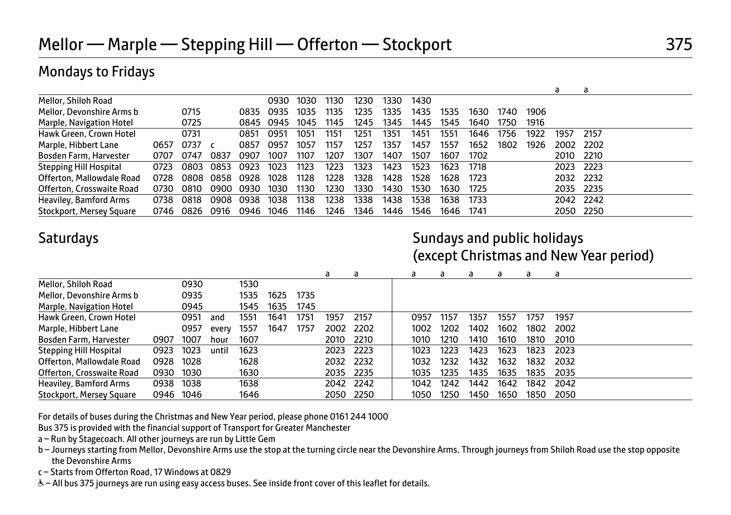# Mellor — Marple — Stepping Hill — Offerton — Stockport

# 375

## Mondays to Fridays

| | | | | | | | | | | | | | | | a | a |
|---|---|---|---|---|---|---|---|---|---|---|---|---|---|---|---|---|
| Mellor, Shiloh Road | | | | | 0930 | 1030 | 1130 | 1230 | 1330 | 1430 | | | | | | |
| Mellor, Devonshire Arms b | | 0715 | | 0835 | 0935 | 1035 | 1135 | 1235 | 1335 | 1435 | 1535 | 1630 | 1740 | 1906 | | |
| Marple, Navigation Hotel | | 0725 | | 0845 | 0945 | 1045 | 1145 | 1245 | 1345 | 1445 | 1545 | 1640 | 1750 | 1916 | | |
| Hawk Green, Crown Hotel | | 0731 | | 0851 | 0951 | 1051 | 1151 | 1251 | 1351 | 1451 | 1551 | 1646 | 1756 | 1922 | 1957 | 2157 |
| Marple, Hibbert Lane | 0657 | 0737 | c | 0857 | 0957 | 1057 | 1157 | 1257 | 1357 | 1457 | 1557 | 1652 | 1802 | 1926 | 2002 | 2202 |
| Bosden Farm, Harvester | 0707 | 0747 | 0837 | 0907 | 1007 | 1107 | 1207 | 1307 | 1407 | 1507 | 1607 | 1702 | | | 2010 | 2210 |
| Stepping Hill Hospital | 0723 | 0803 | 0853 | 0923 | 1023 | 1123 | 1223 | 1323 | 1423 | 1523 | 1623 | 1718 | | | 2023 | 2223 |
| Offerton, Mallowdale Road | 0728 | 0808 | 0858 | 0928 | 1028 | 1128 | 1228 | 1328 | 1428 | 1528 | 1628 | 1723 | | | 2032 | 2232 |
| Offerton, Crosswaite Road | 0730 | 0810 | 0900 | 0930 | 1030 | 1130 | 1230 | 1330 | 1430 | 1530 | 1630 | 1725 | | | 2035 | 2235 |
| Heaviley, Bamford Arms | 0738 | 0818 | 0908 | 0938 | 1038 | 1138 | 1238 | 1338 | 1438 | 1538 | 1638 | 1733 | | | 2042 | 2242 |
| Stockport, Mersey Square | 0746 | 0826 | 0916 | 0946 | 1046 | 1146 | 1246 | 1346 | 1446 | 1546 | 1646 | 1741 | | | 2050 | 2250 |

## Saturdays

| | | | | | | | a | a |
|---|---|---|---|---|---|---|---|---|
| Mellor, Shiloh Road | | 0930 | | 1530 | | | | |
| Mellor, Devonshire Arms b | | 0935 | | 1535 | 1625 | 1735 | | |
| Marple, Navigation Hotel | | 0945 | | 1545 | 1635 | 1745 | | |
| Hawk Green, Crown Hotel | | 0951 | and | 1551 | 1641 | 1751 | 1957 | 2157 |
| Marple, Hibbert Lane | | 0957 | every | 1557 | 1647 | 1757 | 2002 | 2202 |
| Bosden Farm, Harvester | 0907 | 1007 | hour | 1607 | | | 2010 | 2210 |
| Stepping Hill Hospital | 0923 | 1023 | until | 1623 | | | 2023 | 2223 |
| Offerton, Mallowdale Road | 0928 | 1028 | | 1628 | | | 2032 | 2232 |
| Offerton, Crosswaite Road | 0930 | 1030 | | 1630 | | | 2035 | 2235 |
| Heaviley, Bamford Arms | 0938 | 1038 | | 1638 | | | 2042 | 2242 |
| Stockport, Mersey Square | 0946 | 1046 | | 1646 | | | 2050 | 2250 |

## Sundays and public holidays (except Christmas and New Year period)

| | a | a | a | a | a | a |
|---|---|---|---|---|---|---|
| Mellor, Shiloh Road | | | | | | |
| Mellor, Devonshire Arms b | | | | | | |
| Marple, Navigation Hotel | | | | | | |
| Hawk Green, Crown Hotel | 0957 | 1157 | 1357 | 1557 | 1757 | 1957 |
| Marple, Hibbert Lane | 1002 | 1202 | 1402 | 1602 | 1802 | 2002 |
| Bosden Farm, Harvester | 1010 | 1210 | 1410 | 1610 | 1810 | 2010 |
| Stepping Hill Hospital | 1023 | 1223 | 1423 | 1623 | 1823 | 2023 |
| Offerton, Mallowdale Road | 1032 | 1232 | 1432 | 1632 | 1832 | 2032 |
| Offerton, Crosswaite Road | 1035 | 1235 | 1435 | 1635 | 1835 | 2035 |
| Heaviley, Bamford Arms | 1042 | 1242 | 1442 | 1642 | 1842 | 2042 |
| Stockport, Mersey Square | 1050 | 1250 | 1450 | 1650 | 1850 | 2050 |

For details of buses during the Christmas and New Year period, please phone 0161 244 1000

Bus 375 is provided with the financial support of Transport for Greater Manchester

a – Run by Stagecoach. All other journeys are run by Little Gem

b – Journeys starting from Mellor, Devonshire Arms use the stop at the turning circle near the Devonshire Arms. Through journeys from Shiloh Road use the stop opposite the Devonshire Arms

c – Starts from Offerton Road, 17 Windows at 0829

♿ – All bus 375 journeys are run using easy access buses. See inside front cover of this leaflet for details.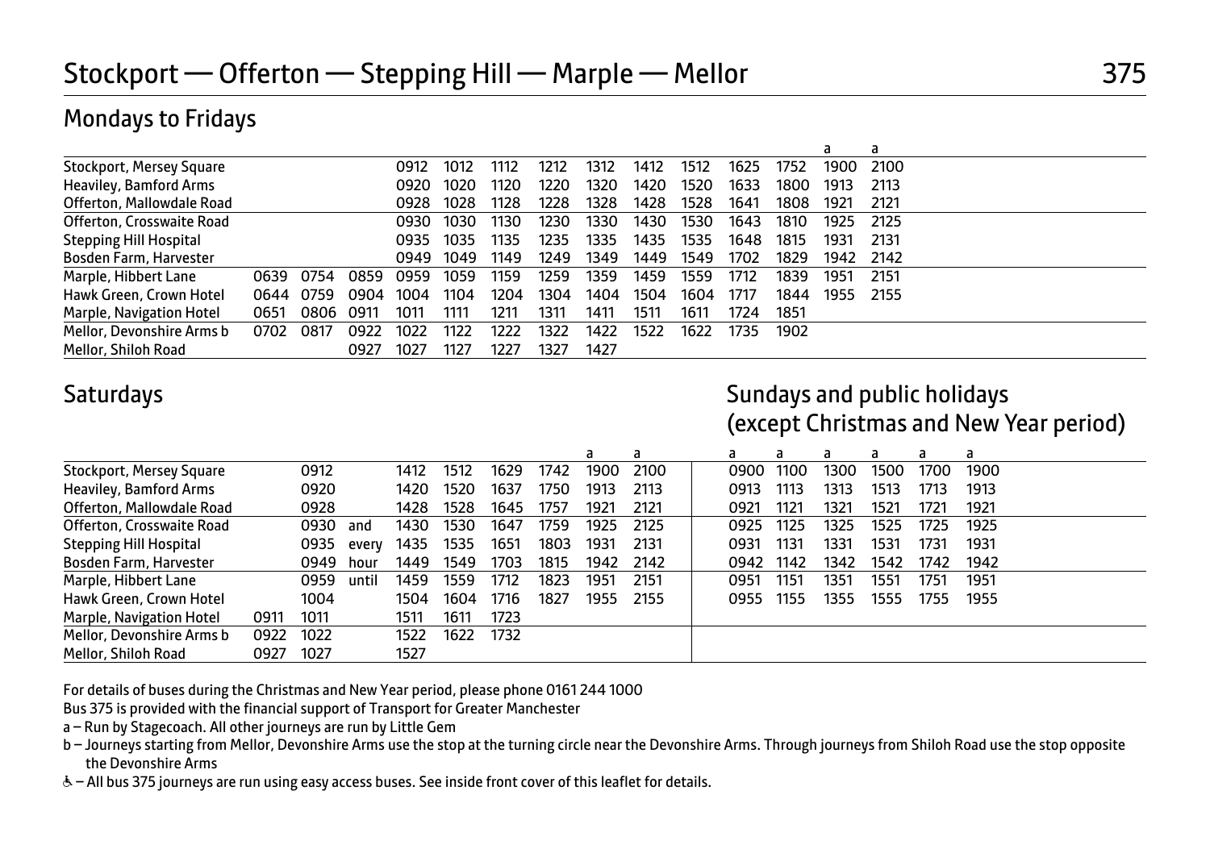# Stockport — Offerton — Stepping Hill — Marple — Mellor

## 375

### Mondays to Fridays

| | | | | | | | | | | | | | a | a |
|---|---|---|---|---|---|---|---|---|---|---|---|---|---|---|
| Stockport, Mersey Square | | | | 0912 | 1012 | 1112 | 1212 | 1312 | 1412 | 1512 | 1625 | 1752 | 1900 | 2100 |
| Heaviley, Bamford Arms | | | | 0920 | 1020 | 1120 | 1220 | 1320 | 1420 | 1520 | 1633 | 1800 | 1913 | 2113 |
| Offerton, Mallowdale Road | | | | 0928 | 1028 | 1128 | 1228 | 1328 | 1428 | 1528 | 1641 | 1808 | 1921 | 2121 |
| Offerton, Crosswaite Road | | | | 0930 | 1030 | 1130 | 1230 | 1330 | 1430 | 1530 | 1643 | 1810 | 1925 | 2125 |
| Stepping Hill Hospital | | | | 0935 | 1035 | 1135 | 1235 | 1335 | 1435 | 1535 | 1648 | 1815 | 1931 | 2131 |
| Bosden Farm, Harvester | | | | 0949 | 1049 | 1149 | 1249 | 1349 | 1449 | 1549 | 1702 | 1829 | 1942 | 2142 |
| Marple, Hibbert Lane | 0639 | 0754 | 0859 | 0959 | 1059 | 1159 | 1259 | 1359 | 1459 | 1559 | 1712 | 1839 | 1951 | 2151 |
| Hawk Green, Crown Hotel | 0644 | 0759 | 0904 | 1004 | 1104 | 1204 | 1304 | 1404 | 1504 | 1604 | 1717 | 1844 | 1955 | 2155 |
| Marple, Navigation Hotel | 0651 | 0806 | 0911 | 1011 | 1111 | 1211 | 1311 | 1411 | 1511 | 1611 | 1724 | 1851 | | |
| Mellor, Devonshire Arms b | 0702 | 0817 | 0922 | 1022 | 1122 | 1222 | 1322 | 1422 | 1522 | 1622 | 1735 | 1902 | | |
| Mellor, Shiloh Road | | | 0927 | 1027 | 1127 | 1227 | 1327 | 1427 | | | | | | |

### Saturdays

| | | | | | | | | a | a |
|---|---|---|---|---|---|---|---|---|---|
| Stockport, Mersey Square | | 0912 | | 1412 | 1512 | 1629 | 1742 | 1900 | 2100 |
| Heaviley, Bamford Arms | | 0920 | | 1420 | 1520 | 1637 | 1750 | 1913 | 2113 |
| Offerton, Mallowdale Road | | 0928 | | 1428 | 1528 | 1645 | 1757 | 1921 | 2121 |
| Offerton, Crosswaite Road | | 0930 | and | 1430 | 1530 | 1647 | 1759 | 1925 | 2125 |
| Stepping Hill Hospital | | 0935 | every | 1435 | 1535 | 1651 | 1803 | 1931 | 2131 |
| Bosden Farm, Harvester | | 0949 | hour | 1449 | 1549 | 1703 | 1815 | 1942 | 2142 |
| Marple, Hibbert Lane | | 0959 | until | 1459 | 1559 | 1712 | 1823 | 1951 | 2151 |
| Hawk Green, Crown Hotel | | 1004 | | 1504 | 1604 | 1716 | 1827 | 1955 | 2155 |
| Marple, Navigation Hotel | 0911 | 1011 | | 1511 | 1611 | 1723 | | | |
| Mellor, Devonshire Arms b | 0922 | 1022 | | 1522 | 1622 | 1732 | | | |
| Mellor, Shiloh Road | 0927 | 1027 | | 1527 | | | | | |

### Sundays and public holidays (except Christmas and New Year period)

| | a | a | a | a | a | a |
|---|---|---|---|---|---|---|
| Stockport, Mersey Square | 0900 | 1100 | 1300 | 1500 | 1700 | 1900 |
| Heaviley, Bamford Arms | 0913 | 1113 | 1313 | 1513 | 1713 | 1913 |
| Offerton, Mallowdale Road | 0921 | 1121 | 1321 | 1521 | 1721 | 1921 |
| Offerton, Crosswaite Road | 0925 | 1125 | 1325 | 1525 | 1725 | 1925 |
| Stepping Hill Hospital | 0931 | 1131 | 1331 | 1531 | 1731 | 1931 |
| Bosden Farm, Harvester | 0942 | 1142 | 1342 | 1542 | 1742 | 1942 |
| Marple, Hibbert Lane | 0951 | 1151 | 1351 | 1551 | 1751 | 1951 |
| Hawk Green, Crown Hotel | 0955 | 1155 | 1355 | 1555 | 1755 | 1955 |

For details of buses during the Christmas and New Year period, please phone 0161 244 1000

Bus 375 is provided with the financial support of Transport for Greater Manchester

a – Run by Stagecoach. All other journeys are run by Little Gem

b – Journeys starting from Mellor, Devonshire Arms use the stop at the turning circle near the Devonshire Arms. Through journeys from Shiloh Road use the stop opposite the Devonshire Arms

♿ – All bus 375 journeys are run using easy access buses. See inside front cover of this leaflet for details.